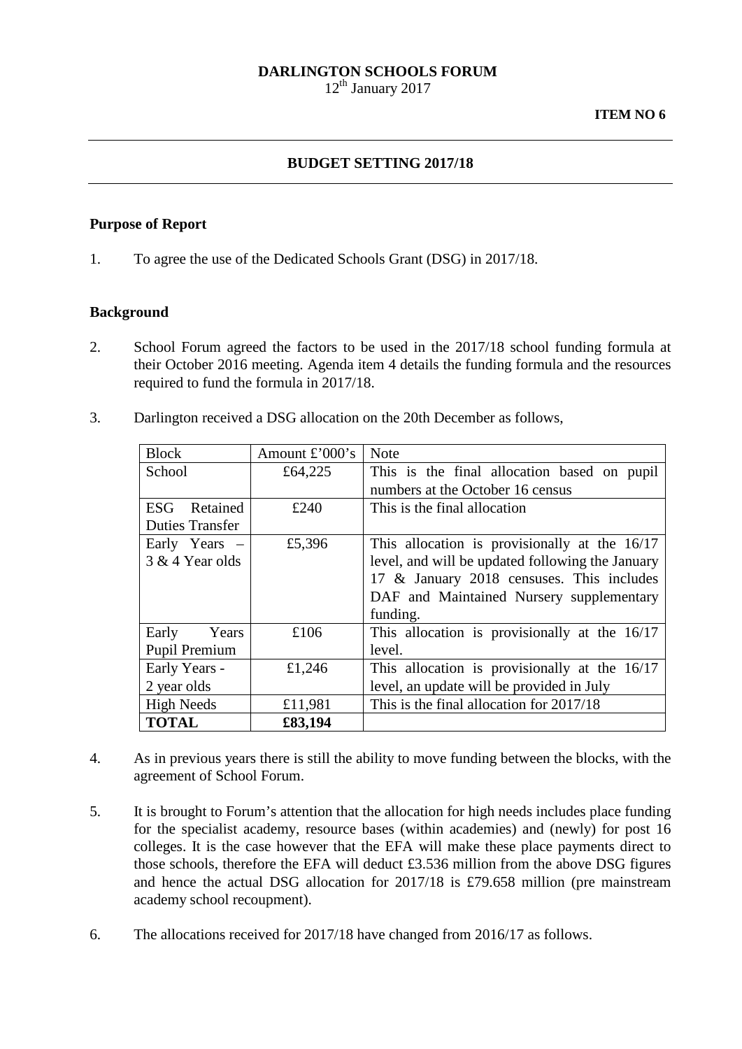**DARLINGTON SCHOOLS FORUM**
12th January 2017

**ITEM NO 6**

---

## BUDGET SETTING 2017/18

---

### Purpose of Report

1. To agree the use of the Dedicated Schools Grant (DSG) in 2017/18.

### Background

2. School Forum agreed the factors to be used in the 2017/18 school funding formula at their October 2016 meeting. Agenda item 4 details the funding formula and the resources required to fund the formula in 2017/18.

3. Darlington received a DSG allocation on the 20th December as follows,

| Block | Amount £'000's | Note |
|---|---|---|
| School | £64,225 | This is the final allocation based on pupil numbers at the October 16 census |
| ESG Retained Duties Transfer | £240 | This is the final allocation |
| Early Years – 3 & 4 Year olds | £5,396 | This allocation is provisionally at the 16/17 level, and will be updated following the January 17 & January 2018 censuses. This includes DAF and Maintained Nursery supplementary funding. |
| Early Years Pupil Premium | £106 | This allocation is provisionally at the 16/17 level. |
| Early Years - 2 year olds | £1,246 | This allocation is provisionally at the 16/17 level, an update will be provided in July |
| High Needs | £11,981 | This is the final allocation for 2017/18 |
| **TOTAL** | **£83,194** | |

4. As in previous years there is still the ability to move funding between the blocks, with the agreement of School Forum.

5. It is brought to Forum's attention that the allocation for high needs includes place funding for the specialist academy, resource bases (within academies) and (newly) for post 16 colleges. It is the case however that the EFA will make these place payments direct to those schools, therefore the EFA will deduct £3.536 million from the above DSG figures and hence the actual DSG allocation for 2017/18 is £79.658 million (pre mainstream academy school recoupment).

6. The allocations received for 2017/18 have changed from 2016/17 as follows.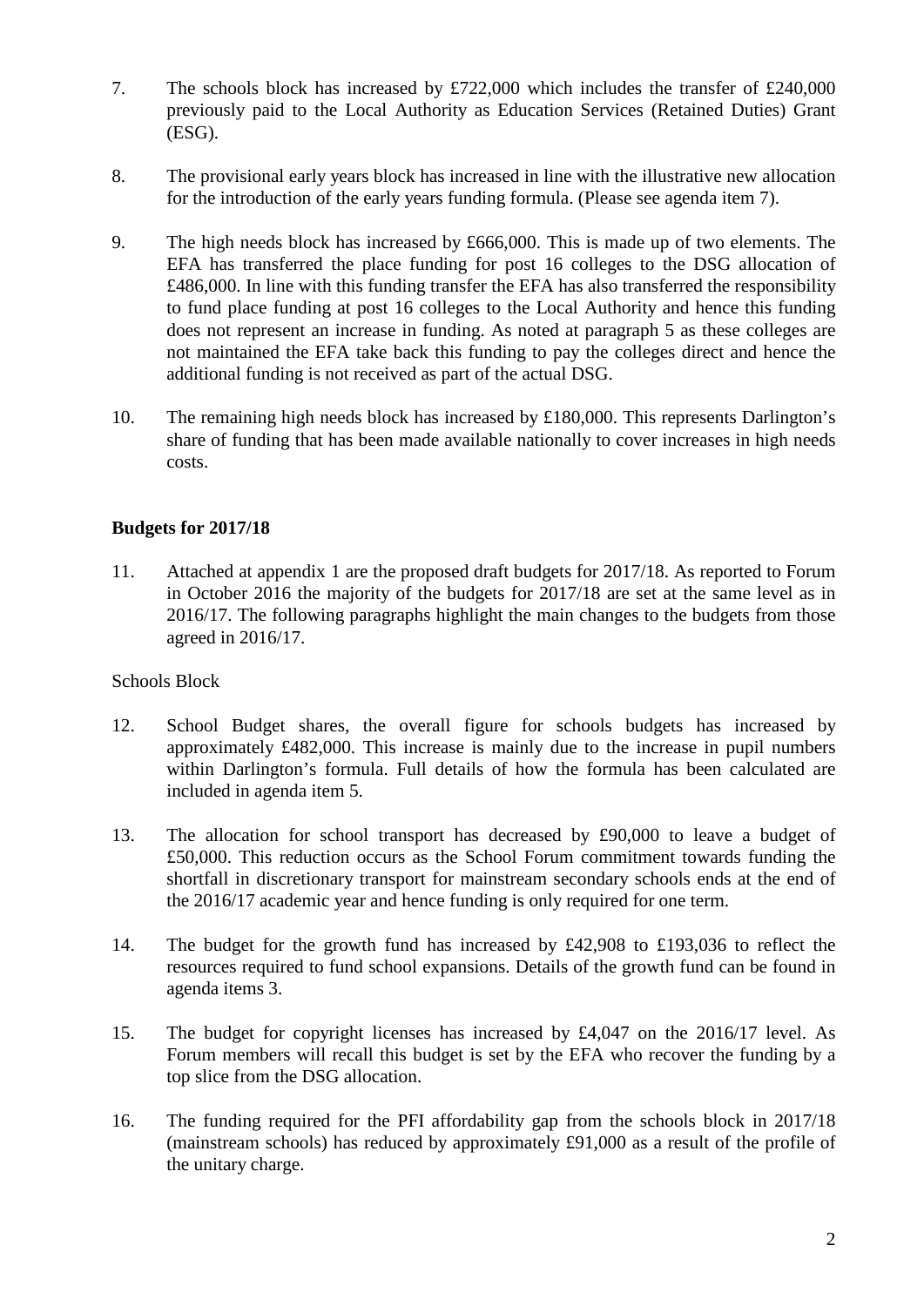7. The schools block has increased by £722,000 which includes the transfer of £240,000 previously paid to the Local Authority as Education Services (Retained Duties) Grant (ESG).

8. The provisional early years block has increased in line with the illustrative new allocation for the introduction of the early years funding formula. (Please see agenda item 7).

9. The high needs block has increased by £666,000. This is made up of two elements. The EFA has transferred the place funding for post 16 colleges to the DSG allocation of £486,000. In line with this funding transfer the EFA has also transferred the responsibility to fund place funding at post 16 colleges to the Local Authority and hence this funding does not represent an increase in funding. As noted at paragraph 5 as these colleges are not maintained the EFA take back this funding to pay the colleges direct and hence the additional funding is not received as part of the actual DSG.

10. The remaining high needs block has increased by £180,000. This represents Darlington's share of funding that has been made available nationally to cover increases in high needs costs.

**Budgets for 2017/18**

11. Attached at appendix 1 are the proposed draft budgets for 2017/18. As reported to Forum in October 2016 the majority of the budgets for 2017/18 are set at the same level as in 2016/17. The following paragraphs highlight the main changes to the budgets from those agreed in 2016/17.

Schools Block

12. School Budget shares, the overall figure for schools budgets has increased by approximately £482,000. This increase is mainly due to the increase in pupil numbers within Darlington's formula. Full details of how the formula has been calculated are included in agenda item 5.

13. The allocation for school transport has decreased by £90,000 to leave a budget of £50,000. This reduction occurs as the School Forum commitment towards funding the shortfall in discretionary transport for mainstream secondary schools ends at the end of the 2016/17 academic year and hence funding is only required for one term.

14. The budget for the growth fund has increased by £42,908 to £193,036 to reflect the resources required to fund school expansions. Details of the growth fund can be found in agenda items 3.

15. The budget for copyright licenses has increased by £4,047 on the 2016/17 level. As Forum members will recall this budget is set by the EFA who recover the funding by a top slice from the DSG allocation.

16. The funding required for the PFI affordability gap from the schools block in 2017/18 (mainstream schools) has reduced by approximately £91,000 as a result of the profile of the unitary charge.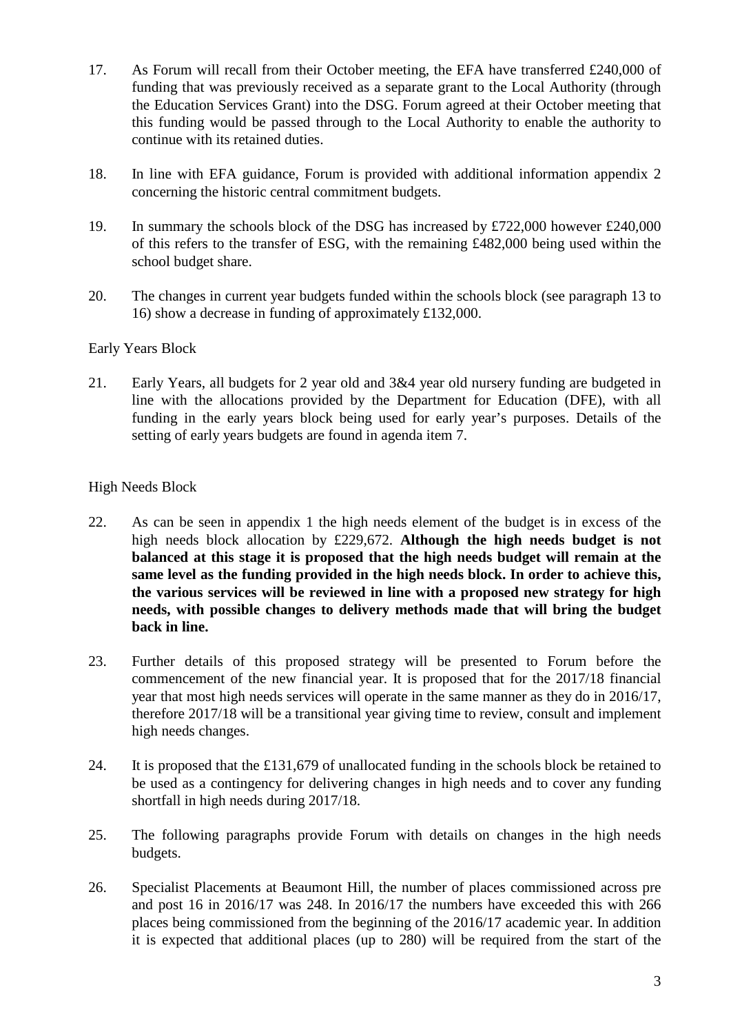17. As Forum will recall from their October meeting, the EFA have transferred £240,000 of funding that was previously received as a separate grant to the Local Authority (through the Education Services Grant) into the DSG. Forum agreed at their October meeting that this funding would be passed through to the Local Authority to enable the authority to continue with its retained duties.

18. In line with EFA guidance, Forum is provided with additional information appendix 2 concerning the historic central commitment budgets.

19. In summary the schools block of the DSG has increased by £722,000 however £240,000 of this refers to the transfer of ESG, with the remaining £482,000 being used within the school budget share.

20. The changes in current year budgets funded within the schools block (see paragraph 13 to 16) show a decrease in funding of approximately £132,000.

Early Years Block

21. Early Years, all budgets for 2 year old and 3&4 year old nursery funding are budgeted in line with the allocations provided by the Department for Education (DFE), with all funding in the early years block being used for early year's purposes. Details of the setting of early years budgets are found in agenda item 7.

High Needs Block

22. As can be seen in appendix 1 the high needs element of the budget is in excess of the high needs block allocation by £229,672. **Although the high needs budget is not balanced at this stage it is proposed that the high needs budget will remain at the same level as the funding provided in the high needs block. In order to achieve this, the various services will be reviewed in line with a proposed new strategy for high needs, with possible changes to delivery methods made that will bring the budget back in line.**

23. Further details of this proposed strategy will be presented to Forum before the commencement of the new financial year. It is proposed that for the 2017/18 financial year that most high needs services will operate in the same manner as they do in 2016/17, therefore 2017/18 will be a transitional year giving time to review, consult and implement high needs changes.

24. It is proposed that the £131,679 of unallocated funding in the schools block be retained to be used as a contingency for delivering changes in high needs and to cover any funding shortfall in high needs during 2017/18.

25. The following paragraphs provide Forum with details on changes in the high needs budgets.

26. Specialist Placements at Beaumont Hill, the number of places commissioned across pre and post 16 in 2016/17 was 248. In 2016/17 the numbers have exceeded this with 266 places being commissioned from the beginning of the 2016/17 academic year. In addition it is expected that additional places (up to 280) will be required from the start of the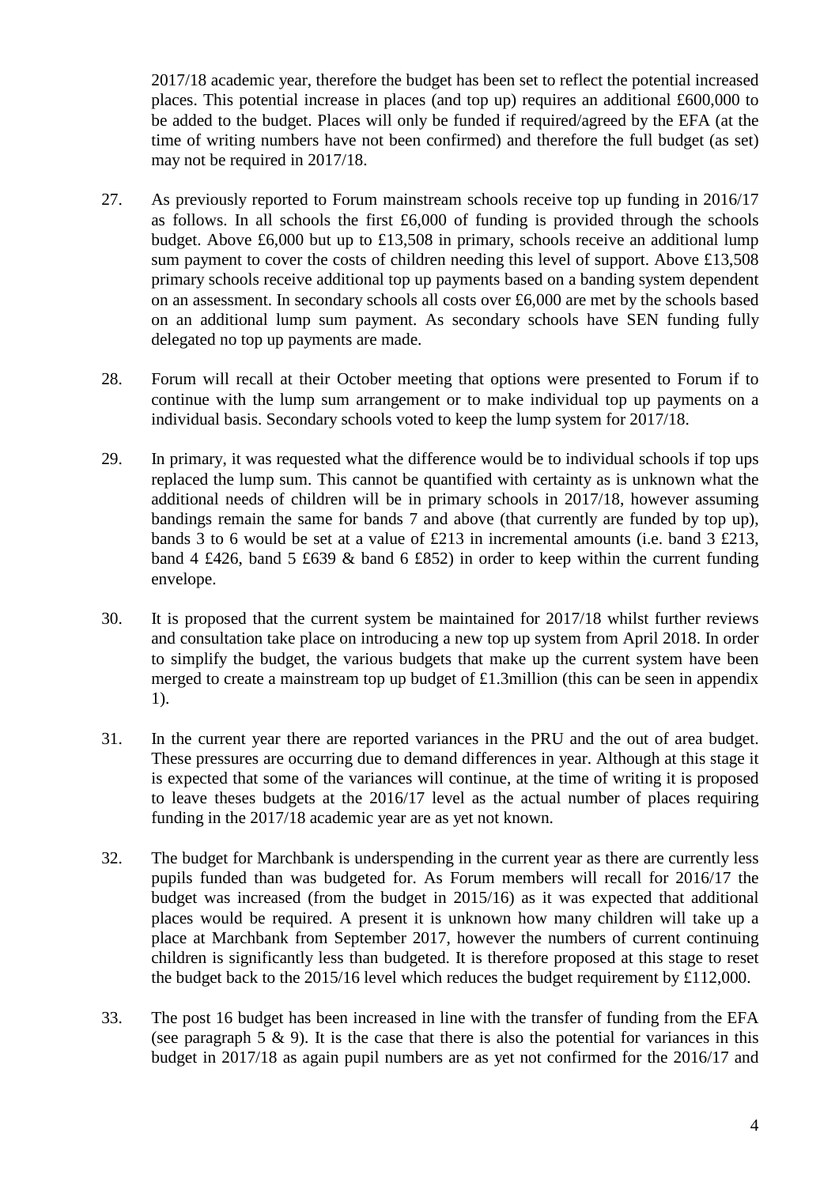2017/18 academic year, therefore the budget has been set to reflect the potential increased places. This potential increase in places (and top up) requires an additional £600,000 to be added to the budget. Places will only be funded if required/agreed by the EFA (at the time of writing numbers have not been confirmed) and therefore the full budget (as set) may not be required in 2017/18.

27. As previously reported to Forum mainstream schools receive top up funding in 2016/17 as follows. In all schools the first £6,000 of funding is provided through the schools budget. Above £6,000 but up to £13,508 in primary, schools receive an additional lump sum payment to cover the costs of children needing this level of support. Above £13,508 primary schools receive additional top up payments based on a banding system dependent on an assessment. In secondary schools all costs over £6,000 are met by the schools based on an additional lump sum payment. As secondary schools have SEN funding fully delegated no top up payments are made.

28. Forum will recall at their October meeting that options were presented to Forum if to continue with the lump sum arrangement or to make individual top up payments on a individual basis. Secondary schools voted to keep the lump system for 2017/18.

29. In primary, it was requested what the difference would be to individual schools if top ups replaced the lump sum. This cannot be quantified with certainty as is unknown what the additional needs of children will be in primary schools in 2017/18, however assuming bandings remain the same for bands 7 and above (that currently are funded by top up), bands 3 to 6 would be set at a value of £213 in incremental amounts (i.e. band 3 £213, band 4 £426, band 5 £639 & band 6 £852) in order to keep within the current funding envelope.

30. It is proposed that the current system be maintained for 2017/18 whilst further reviews and consultation take place on introducing a new top up system from April 2018. In order to simplify the budget, the various budgets that make up the current system have been merged to create a mainstream top up budget of £1.3million (this can be seen in appendix 1).

31. In the current year there are reported variances in the PRU and the out of area budget. These pressures are occurring due to demand differences in year. Although at this stage it is expected that some of the variances will continue, at the time of writing it is proposed to leave theses budgets at the 2016/17 level as the actual number of places requiring funding in the 2017/18 academic year are as yet not known.

32. The budget for Marchbank is underspending in the current year as there are currently less pupils funded than was budgeted for. As Forum members will recall for 2016/17 the budget was increased (from the budget in 2015/16) as it was expected that additional places would be required. A present it is unknown how many children will take up a place at Marchbank from September 2017, however the numbers of current continuing children is significantly less than budgeted. It is therefore proposed at this stage to reset the budget back to the 2015/16 level which reduces the budget requirement by £112,000.

33. The post 16 budget has been increased in line with the transfer of funding from the EFA (see paragraph 5 & 9). It is the case that there is also the potential for variances in this budget in 2017/18 as again pupil numbers are as yet not confirmed for the 2016/17 and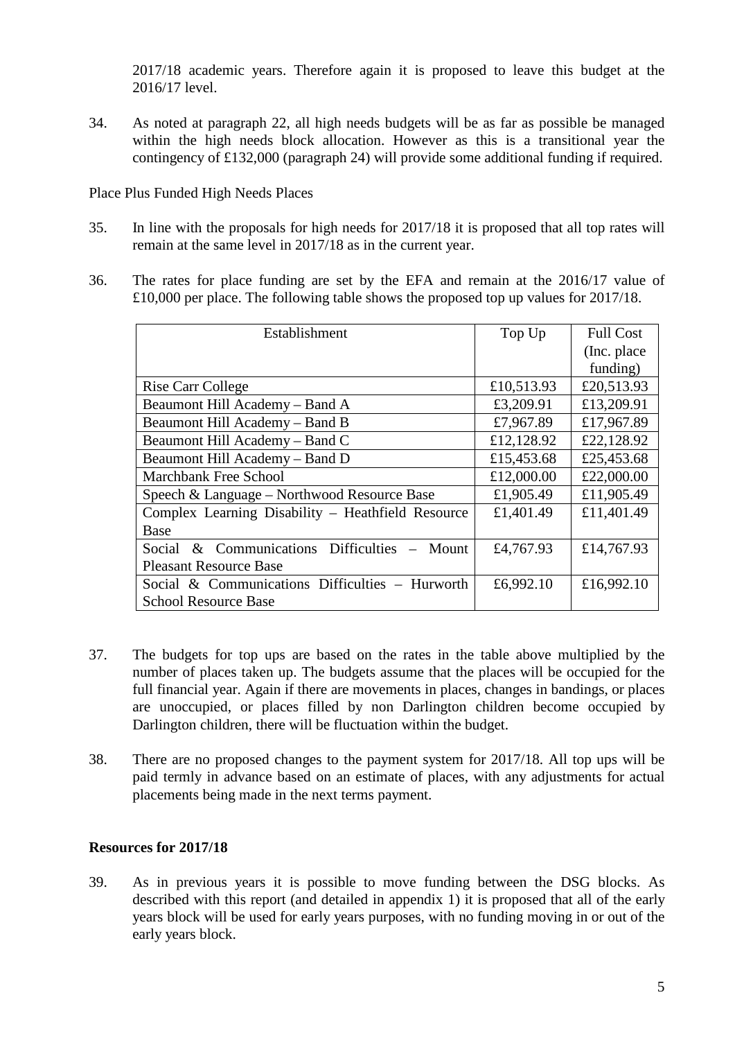2017/18 academic years. Therefore again it is proposed to leave this budget at the 2016/17 level.

34. As noted at paragraph 22, all high needs budgets will be as far as possible be managed within the high needs block allocation. However as this is a transitional year the contingency of £132,000 (paragraph 24) will provide some additional funding if required.

Place Plus Funded High Needs Places

35. In line with the proposals for high needs for 2017/18 it is proposed that all top rates will remain at the same level in 2017/18 as in the current year.

36. The rates for place funding are set by the EFA and remain at the 2016/17 value of £10,000 per place. The following table shows the proposed top up values for 2017/18.

| Establishment | Top Up | Full Cost (Inc. place funding) |
|---|---|---|
| Rise Carr College | £10,513.93 | £20,513.93 |
| Beaumont Hill Academy – Band A | £3,209.91 | £13,209.91 |
| Beaumont Hill Academy – Band B | £7,967.89 | £17,967.89 |
| Beaumont Hill Academy – Band C | £12,128.92 | £22,128.92 |
| Beaumont Hill Academy – Band D | £15,453.68 | £25,453.68 |
| Marchbank Free School | £12,000.00 | £22,000.00 |
| Speech & Language – Northwood Resource Base | £1,905.49 | £11,905.49 |
| Complex Learning Disability – Heathfield Resource Base | £1,401.49 | £11,401.49 |
| Social & Communications Difficulties – Mount Pleasant Resource Base | £4,767.93 | £14,767.93 |
| Social & Communications Difficulties – Hurworth School Resource Base | £6,992.10 | £16,992.10 |

37. The budgets for top ups are based on the rates in the table above multiplied by the number of places taken up. The budgets assume that the places will be occupied for the full financial year. Again if there are movements in places, changes in bandings, or places are unoccupied, or places filled by non Darlington children become occupied by Darlington children, there will be fluctuation within the budget.

38. There are no proposed changes to the payment system for 2017/18. All top ups will be paid termly in advance based on an estimate of places, with any adjustments for actual placements being made in the next terms payment.

**Resources for 2017/18**

39. As in previous years it is possible to move funding between the DSG blocks. As described with this report (and detailed in appendix 1) it is proposed that all of the early years block will be used for early years purposes, with no funding moving in or out of the early years block.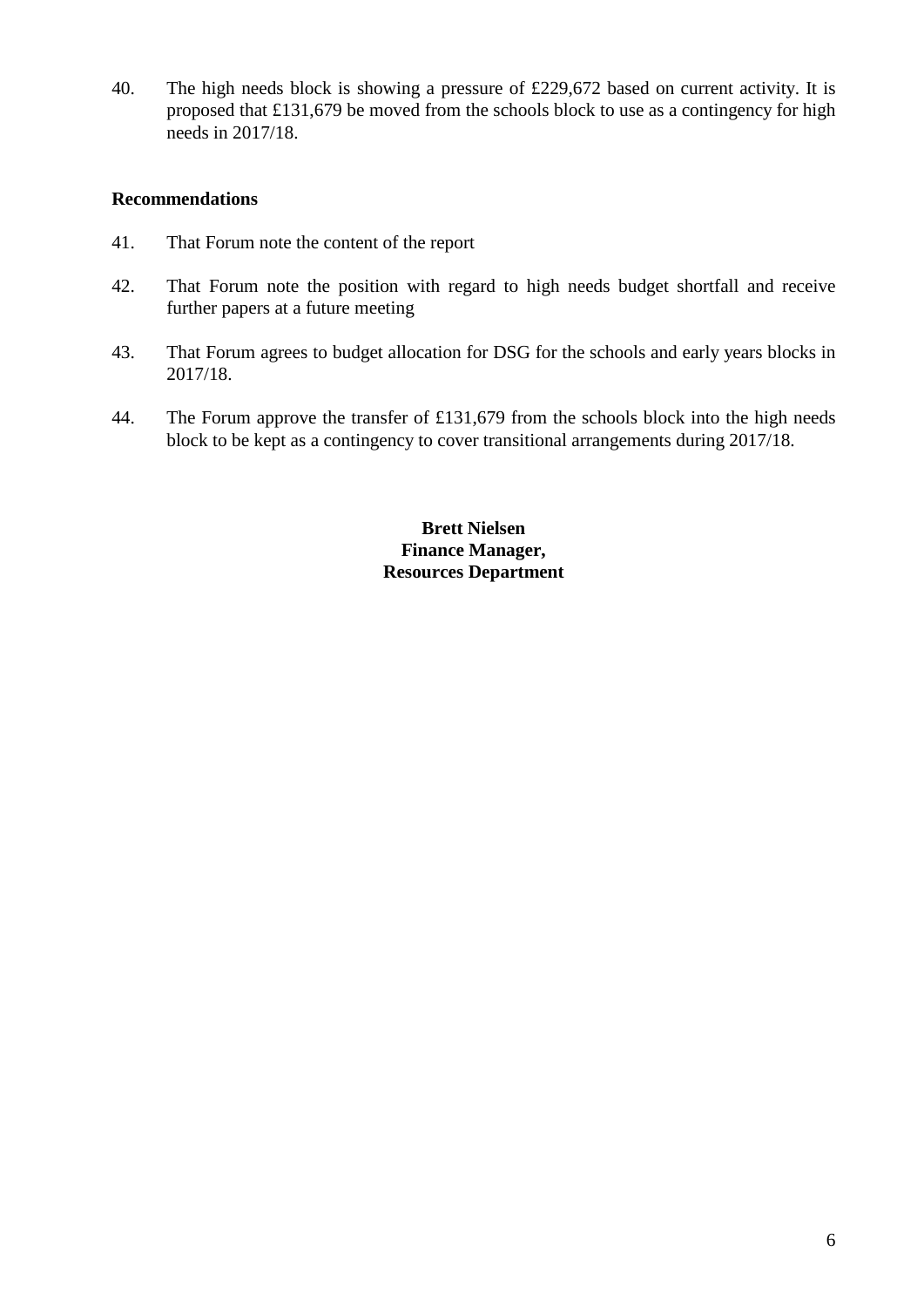40. The high needs block is showing a pressure of £229,672 based on current activity. It is proposed that £131,679 be moved from the schools block to use as a contingency for high needs in 2017/18.

**Recommendations**

41. That Forum note the content of the report

42. That Forum note the position with regard to high needs budget shortfall and receive further papers at a future meeting

43. That Forum agrees to budget allocation for DSG for the schools and early years blocks in 2017/18.

44. The Forum approve the transfer of £131,679 from the schools block into the high needs block to be kept as a contingency to cover transitional arrangements during 2017/18.

**Brett Nielsen**
**Finance Manager,**
**Resources Department**